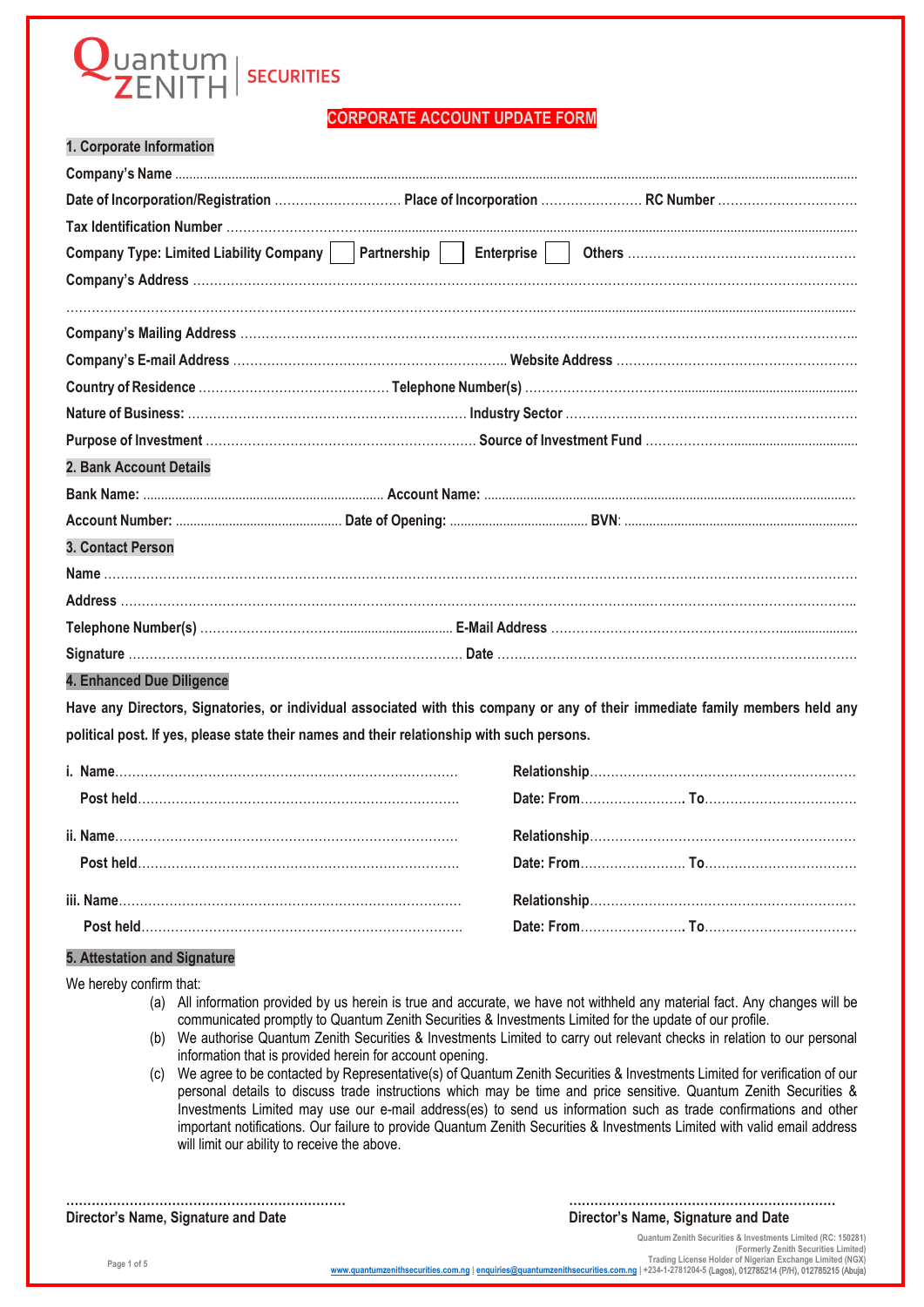Quantum ZENITH | SECURITIES

# CORPORATE ACCOUNT UPDATE FORM

## 1. Corporate Information

Company's Name ..............................................................................................................................................................................

Date of Incorporation/Registration .............................. Place of Incorporation ........................ RC Number ................................

Tax Identification Number ..............................................................................................................................................................

Company Type: Limited Liability Company ☐ Partnership ☐ Enterprise ☐ Others ......................................................

Company's Address .........................................................................................................................................................................

.........................................................................................................................................................................................................

Company's Mailing Address .............................................................................................................................................................

Company's E-mail Address ................................................................ Website Address ....................................................................

Country of Residence ............................................ Telephone Number(s) ......................................................................................

Nature of Business: ................................................................. Industry Sector ..................................................................................

Purpose of Investment .............................................................. Source of Investment Fund .............................................................

## 2. Bank Account Details

Bank Name: .................................................................... Account Name: ......................................................................................

Account Number: ............................................... Date of Opening: ....................................... BVN: ..................................................

## 3. Contact Person

Name ................................................................................................................................................................................................

Address ............................................................................................................................................................................................

Telephone Number(s) ................................................................ E-Mail Address .............................................................................

Signature ............................................................................. Date ...................................................................................................

## 4. Enhanced Due Diligence

**Have any Directors, Signatories, or individual associated with this company or any of their immediate family members held any political post. If yes, please state their names and their relationship with such persons.**

i. Name................................................................................ Relationship..............................................................

Post held.......................................................................... Date: From......................... To....................................

ii. Name................................................................................ Relationship..............................................................

Post held.......................................................................... Date: From......................... To....................................

iii. Name................................................................................ Relationship..............................................................

Post held.......................................................................... Date: From......................... To....................................

## 5. Attestation and Signature

We hereby confirm that:

(a) All information provided by us herein is true and accurate, we have not withheld any material fact. Any changes will be communicated promptly to Quantum Zenith Securities & Investments Limited for the update of our profile.

(b) We authorise Quantum Zenith Securities & Investments Limited to carry out relevant checks in relation to our personal information that is provided herein for account opening.

(c) We agree to be contacted by Representative(s) of Quantum Zenith Securities & Investments Limited for verification of our personal details to discuss trade instructions which may be time and price sensitive. Quantum Zenith Securities & Investments Limited may use our e-mail address(es) to send us information such as trade confirmations and other important notifications. Our failure to provide Quantum Zenith Securities & Investments Limited with valid email address will limit our ability to receive the above.

................................................................ ................................................................

**Director's Name, Signature and Date** **Director's Name, Signature and Date**

Quantum Zenith Securities & Investments Limited (RC: 150281)
(Formerly Zenith Securities Limited)
Trading License Holder of Nigerian Exchange Limited (NGX)
www.quantumzenithsecurities.com.ng | enquiries@quantumzenithsecurities.com.ng | +234-1-2781204-5 (Lagos), 012785214 (P/H), 012785215 (Abuja)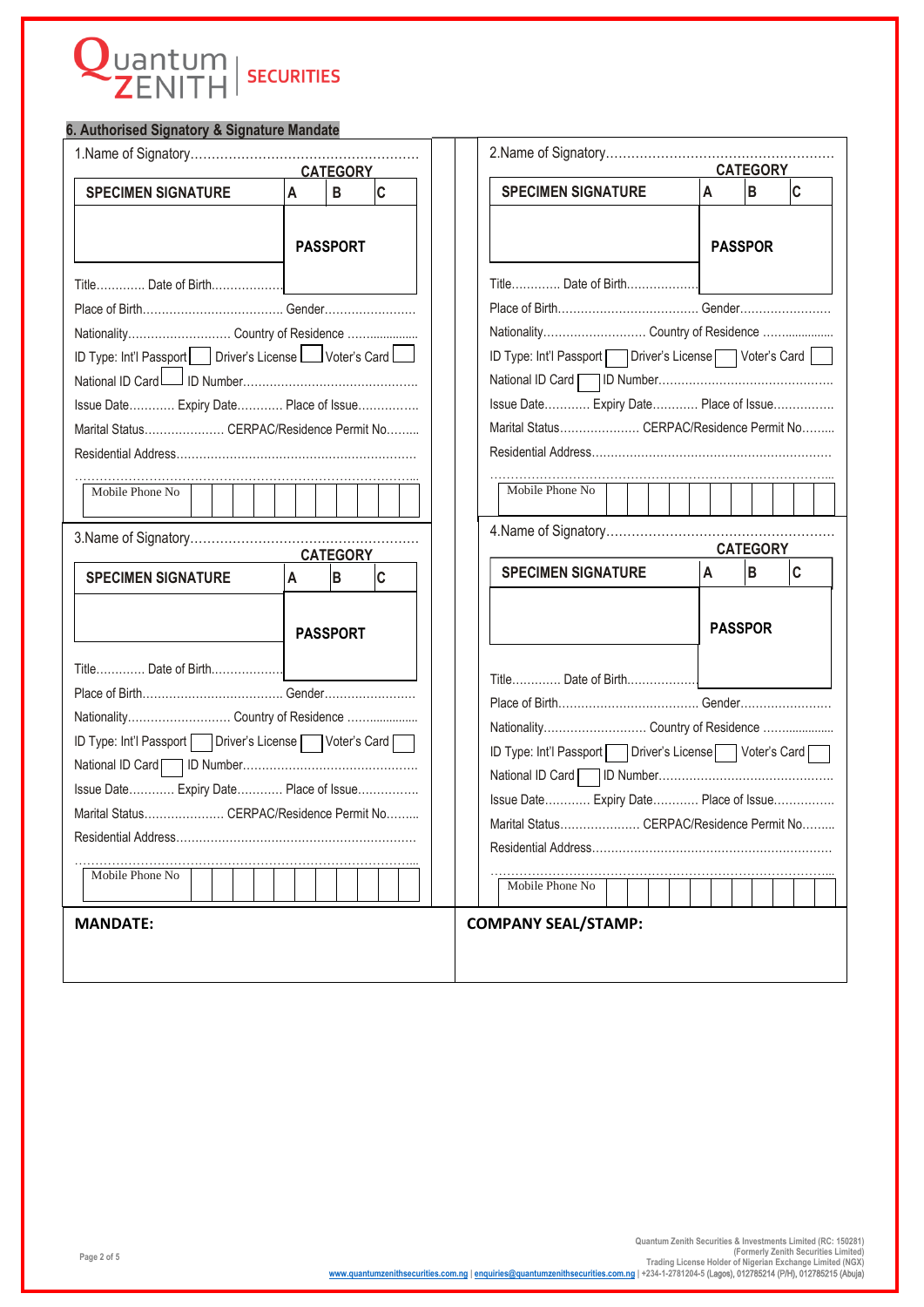Quantum ZENITH | SECURITIES

## 6. Authorised Signatory & Signature Mandate

1.Name of Signatory……………………………………………

| SPECIMEN SIGNATURE | CATEGORY A | B | C |
|---|---|---|---|
| | PASSPORT | | |

Title…………. Date of Birth……………….

Place of Birth……………………………… Gender……………………

Nationality……………………… Country of Residence …………………

ID Type: Int'l Passport ☐ Driver's License ☐ Voter's Card ☐

National ID Card ☐ ID Number………………………………………

Issue Date……….. Expiry Date……….. Place of Issue…………….

Marital Status………………… CERPAC/Residence Permit No………

Residential Address…………………………………………………………

…………………………………………………………………………………

Mobile Phone No ☐☐☐☐☐☐☐☐☐☐☐

2.Name of Signatory……………………………………………

| SPECIMEN SIGNATURE | CATEGORY A | B | C |
|---|---|---|---|
| | PASSPOR | | |

Title…………. Date of Birth……………….

Place of Birth……………………………… Gender……………………

Nationality……………………… Country of Residence …………………

ID Type: Int'l Passport ☐ Driver's License ☐ Voter's Card ☐

National ID Card ☐ ID Number………………………………………

Issue Date……….. Expiry Date……….. Place of Issue…………….

Marital Status………………… CERPAC/Residence Permit No………

Residential Address…………………………………………………………

…………………………………………………………………………………

Mobile Phone No ☐☐☐☐☐☐☐☐☐☐☐

3.Name of Signatory……………………………………………

| SPECIMEN SIGNATURE | CATEGORY A | B | C |
|---|---|---|---|
| | PASSPORT | | |

Title…………. Date of Birth……………….

Place of Birth……………………………… Gender……………………

Nationality……………………… Country of Residence …………………

ID Type: Int'l Passport ☐ Driver's License ☐ Voter's Card ☐

National ID Card ☐ ID Number………………………………………

Issue Date……….. Expiry Date……….. Place of Issue…………….

Marital Status………………… CERPAC/Residence Permit No………

Residential Address…………………………………………………………

…………………………………………………………………………………

Mobile Phone No ☐☐☐☐☐☐☐☐☐☐☐

4.Name of Signatory……………………………………………

| SPECIMEN SIGNATURE | CATEGORY A | B | C |
|---|---|---|---|
| | PASSPOR | | |

Title…………. Date of Birth……………….

Place of Birth……………………………… Gender……………………

Nationality……………………… Country of Residence …………………

ID Type: Int'l Passport ☐ Driver's License ☐ Voter's Card ☐

National ID Card ☐ ID Number………………………………………

Issue Date……….. Expiry Date……….. Place of Issue…………….

Marital Status………………… CERPAC/Residence Permit No………

Residential Address…………………………………………………………

…………………………………………………………………………………

Mobile Phone No ☐☐☐☐☐☐☐☐☐☐☐

**MANDATE:**

**COMPANY SEAL/STAMP:**

Quantum Zenith Securities & Investments Limited (RC: 150281)
(Formerly Zenith Securities Limited)
Trading License Holder of Nigerian Exchange Limited (NGX)
www.quantumzenithsecurities.com.ng | enquiries@quantumzenithsecurities.com.ng | +234-1-2781204-5 (Lagos), 012785214 (P/H), 012785215 (Abuja)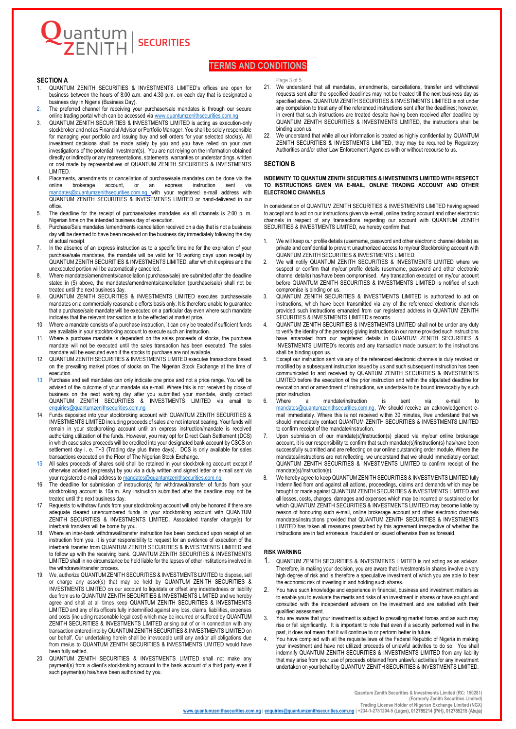# TERMS AND CONDITIONS

## SECTION A

1. QUANTUM ZENITH SECURITIES & INVESTMENTS LIMITED's offices are open for business between the hours of 8:00 a.m. and 4:30 p.m. on each day that is designated a business day in Nigeria (Business Day).
2. The preferred channel for receiving your purchase/sale mandates is through our secure online trading portal which can be accessed via www.quantumzenithsecurities.com.ng
3. QUANTUM ZENITH SECURITIES & INVESTMENTS LIMITED is acting as execution-only stockbroker and not as Financial Advisor or Portfolio Manager. You shall be solely responsible for managing your portfolio and issuing buy and sell orders for your selected stock(s). All investment decisions shall be made solely by you and you have relied on your own investigations of the potential investment(s). You are not relying on the information obtained directly or indirectly or any representations, statements, warranties or understandings, written or oral made by representatives of QUANTUM ZENITH SECURITIES & INVESTMENTS LIMITED.
4. Placements, amendments or cancellation of purchase/sale mandates can be done via the online brokerage account, or an express instruction sent via mandates@quantumzenithsecurities.com.ng with your registered e-mail address with QUANTUM ZENITH SECURITIES & INVESTMENTS LIMITED or hand-delivered in our office.
5. The deadline for the receipt of purchase/sales mandates via all channels is 2:00 p. m. Nigerian time on the intended business day of execution.
6. Purchase/Sale mandates /amendments /cancellation received on a day that is not a business day will be deemed to have been received on the business day immediately following the day of actual receipt.
7. In the absence of an express instruction as to a specific timeline for the expiration of your purchase/sale mandates, the mandate will be valid for 10 working days upon receipt by QUANTUM ZENITH SECURITIES & INVESTMENTS LIMITED, after which it expires and the unexecuted portion will be automatically cancelled.
8. Where mandates/amendments/cancellation (purchase/sale) are submitted after the deadline stated in (5) above, the mandates/amendments/cancellation (purchase/sale) shall not be treated until the next business day.
9. QUANTUM ZENITH SECURITIES & INVESTMENTS LIMITED executes purchase/sale mandates on a commercially reasonable efforts basis only. It is therefore unable to guarantee that a purchase/sale mandate will be executed on a particular day even where such mandate indicates that the relevant transaction is to be effected at market price.
10. Where a mandate consists of a purchase instruction, it can only be treated if sufficient funds are available in your stockbroking account to execute such an instruction.
11. Where a purchase mandate is dependent on the sales proceeds of stocks, the purchase mandate will not be executed until the sales transaction has been executed. The sales mandate will be executed even if the stocks to purchase are not available.
12. QUANTUM ZENITH SECURITIES & INVESTMENTS LIMITED executes transactions based on the prevailing market prices of stocks on The Nigerian Stock Exchange at the time of execution.
13. Purchase and sell mandates can only indicate one price and not a price range. You will be advised of the outcome of your mandate via e-mail. Where this is not received by close of business on the next working day after you submitted your mandate, kindly contact QUANTUM ZENITH SECURITIES & INVESTMENTS LIMITED via email to enquiries@quantumzenithsecurities.com.ng
14. Funds deposited into your stockbroking account with QUANTUM ZENITH SECURITIES & INVESTMENTS LIMITED including proceeds of sales are not interest bearing. Your funds will remain in your stockbroking account until an express instruction/mandate is received authorizing utilization of the funds. However, you may opt for Direct Cash Settlement (DCS) in which case sales proceeds will be credited into your designated bank account by CSCS on settlement day i. e. T+3 (Trading day plus three days). DCS is only available for sales transactions executed on the Floor of The Nigerian Stock Exchange.
15. All sales proceeds of shares sold shall be retained in your stockbroking account except if otherwise advised (expressly) by you via a duly written and signed letter or e-mail sent via your registered e-mail address to mandates@quantumzenithsecurities.com.ng
16. The deadline for submission of instruction(s) for withdrawal/transfer of funds from your stockbroking account is 10a.m. Any instruction submitted after the deadline may not be treated until the next business day.
17. Requests to withdraw funds from your stockbroking account will only be honored if there are adequate cleared unencumbered funds in your stockbroking account with QUANTUM ZENITH SECURITIES & INVESTMENTS LIMITED. Associated transfer charge(s) for interbank transfers will be borne by you.
18. Where an inter-bank withdrawal/transfer instruction has been concluded upon receipt of an instruction from you, it is your responsibility to request for an evidence of execution of the interbank transfer from QUANTUM ZENITH SECURITIES & INVESTMENTS LIMITED and to follow up with the receiving bank. QUANTUM ZENITH SECURITIES & INVESTMENTS LIMITED shall in no circumstance be held liable for the lapses of other institutions involved in the withdrawal/transfer process.
19. We, authorize QUANTUM ZENITH SECURITIES & INVESTMENTS LIMITED to dispose, sell or charge any asset(s) that may be held by QUANTUM ZENITH SECURITIES & INVESTMENTS LIMITED on our account to liquidate or offset any indebtedness or liability due from us to QUANTUM ZENITH SECURITIES & INVESTMENTS LIMITED and we hereby agree and shall at all times keep QUANTUM ZENITH SECURITIES & INVESTMENTS LIMITED and any of its officers fully indemnified against any loss, claims, liabilities, expenses and costs (including reasonable legal cost) which may be incurred or suffered by QUANTUM ZENITH SECURITIES & INVESTMENTS LIMITED arising out of or in connection with any transaction entered into by QUANTUM ZENITH SECURITIES & INVESTMENTS LIMITED on our behalf. Our undertaking herein shall be irrevocable until any and/or all obligations due from me/us to QUANTUM ZENITH SECURITIES & INVESTMENTS LIMITED would have been fully settled.
20. QUANTUM ZENITH SECURITIES & INVESTMENTS LIMITED shall not make any payment(s) from a client's stockbroking account to the bank account of a third party even if such payment(s) has/have been authorized by you.
21. We understand that all mandates, amendments, cancellations, transfer and withdrawal requests sent after the specified deadlines may not be treated till the next business day as specified above. QUANTUM ZENITH SECURITIES & INVESTMENTS LIMITED is not under any compulsion to treat any of the referenced instructions sent after the deadlines; however, in event that such instructions are treated despite having been received after deadline by QUANTUM ZENITH SECURITIES & INVESTMENTS LIMITED, the instructions shall be binding upon us.
22. We understand that while all our information is treated as highly confidential by QUANTUM ZENITH SECURITIES & INVESTMENTS LIMITED, they may be required by Regulatory Authorities and/or other Law Enforcement Agencies with or without recourse to us.

## SECTION B

**INDEMNITY TO QUANTUM ZENITH SECURITIES & INVESTMENTS LIMITED WITH RESPECT TO INSTRUCTIONS GIVEN VIA E-MAIL, ONLINE TRADING ACCOUNT AND OTHER ELECTRONIC CHANNELS**

In consideration of QUANTUM ZENITH SECURITIES & INVESTMENTS LIMITED having agreed to accept and to act on our instructions given via e-mail, online trading account and other electronic channels in respect of any transactions regarding our account with QUANTUM ZENITH SECURITIES & INVESTMENTS LIMITED, we hereby confirm that:

1. We will keep our profile details (username, password and other electronic channel details) as private and confidential to prevent unauthorized access to my/our Stockbroking account with QUANTUM ZENITH SECURITIES & INVESTMENTS LIMITED.
2. We will notify QUANTUM ZENITH SECURITIES & INVESTMENTS LIMITED where we suspect or confirm that my/our profile details (username, password and other electronic channel details) has/have been compromised. Any transaction executed on my/our account before QUANTUM ZENITH SECURITIES & INVESTMENTS LIMITED is notified of such compromise is binding on us.
3. QUANTUM ZENITH SECURITIES & INVESTMENTS LIMITED is authorized to act on instructions, which have been transmitted via any of the referenced electronic channels provided such instructions emanated from our registered address in QUANTUM ZENITH SECURITIES & INVESTMENTS LIMITED's records.
4. QUANTUM ZENITH SECURITIES & INVESTMENTS LIMITED shall not be under any duty to verify the identity of the person(s) giving instructions in our name provided such instructions have emanated from our registered details in QUANTUM ZENITH SECURITIES & INVESTMENTS LIMITED's records and any transaction made pursuant to the instructions shall be binding upon us.
5. Except our instruction sent via any of the referenced electronic channels is duly revoked or modified by a subsequent instruction issued by us and such subsequent instruction has been communicated to and received by QUANTUM ZENITH SECURITIES & INVESTMENTS LIMITED before the execution of the prior instruction and within the stipulated deadline for revocation and or amendment of instructions, we undertake to be bound irrevocably by such prior instruction.
6. Where a mandate/instruction is sent via e-mail to mandates@quantumzenithsecurities.com.ng, We should receive an acknowledgement e-mail immediately. Where this is not received within 30 minutes, I/we understand that we should immediately contact QUANTUM ZENITH SECURITIES & INVESTMENTS LIMITED to confirm receipt of the mandate/instruction.
7. Upon submission of our mandate(s)/instruction(s) placed via my/our online brokerage account, it is our responsibility to confirm that such mandate(s)/instruction(s) has/have been successfully submitted and are reflecting on our online outstanding order module. Where the mandates/instructions are not reflecting, we understand that we should immediately contact QUANTUM ZENITH SECURITIES & INVESTMENTS LIMITED to confirm receipt of the mandate(s)/instruction(s).
8. We hereby agree to keep QUANTUM ZENITH SECURITIES & INVESTMENTS LIMITED fully indemnified from and against all actions, proceedings, claims and demands which may be brought or made against QUANTUM ZENITH SECURITIES & INVESTMENTS LIMITED and all losses, costs, charges, damages and expenses which may be incurred or sustained or for which QUANTUM ZENITH SECURITIES & INVESTMENTS LIMITED may become liable by reason of honouring such e-mail, online brokerage account and other electronic channels mandates/instructions provided that QUANTUM ZENITH SECURITIES & INVESTMENTS LIMITED has taken all measures prescribed by this agreement irrespective of whether the instructions are in fact erroneous, fraudulent or issued otherwise than as foresaid.

**RISK WARNING**

1. QUANTUM ZENITH SECURITIES & INVESTMENTS LIMITED is not acting as an advisor. Therefore, in making your decision, you are aware that investments in shares involve a very high degree of risk and is therefore a speculative investment of which you are able to bear the economic risk of investing in and holding such shares.
2. You have such knowledge and experience in financial, business and investment matters as to enable you to evaluate the merits and risks of an investment in shares or have sought and consulted with the independent advisers on the investment and are satisfied with their qualified assessment.
3. You are aware that your investment is subject to prevailing market forces and as such may rise or fall significantly. It is important to note that even if a security performed well in the past, it does not mean that it will continue to or perform better in future.
4. You have complied with all the requisite laws of the Federal Republic of Nigeria in making your investment and have not utilized proceeds of unlawful activities to do so. You shall indemnify QUANTUM ZENITH SECURITIES & INVESTMENTS LIMITED from any liability that may arise from your use of proceeds obtained from unlawful activities for any investment undertaken on your behalf by QUANTUM ZENITH SECURITIES & INVESTMENTS LIMITED.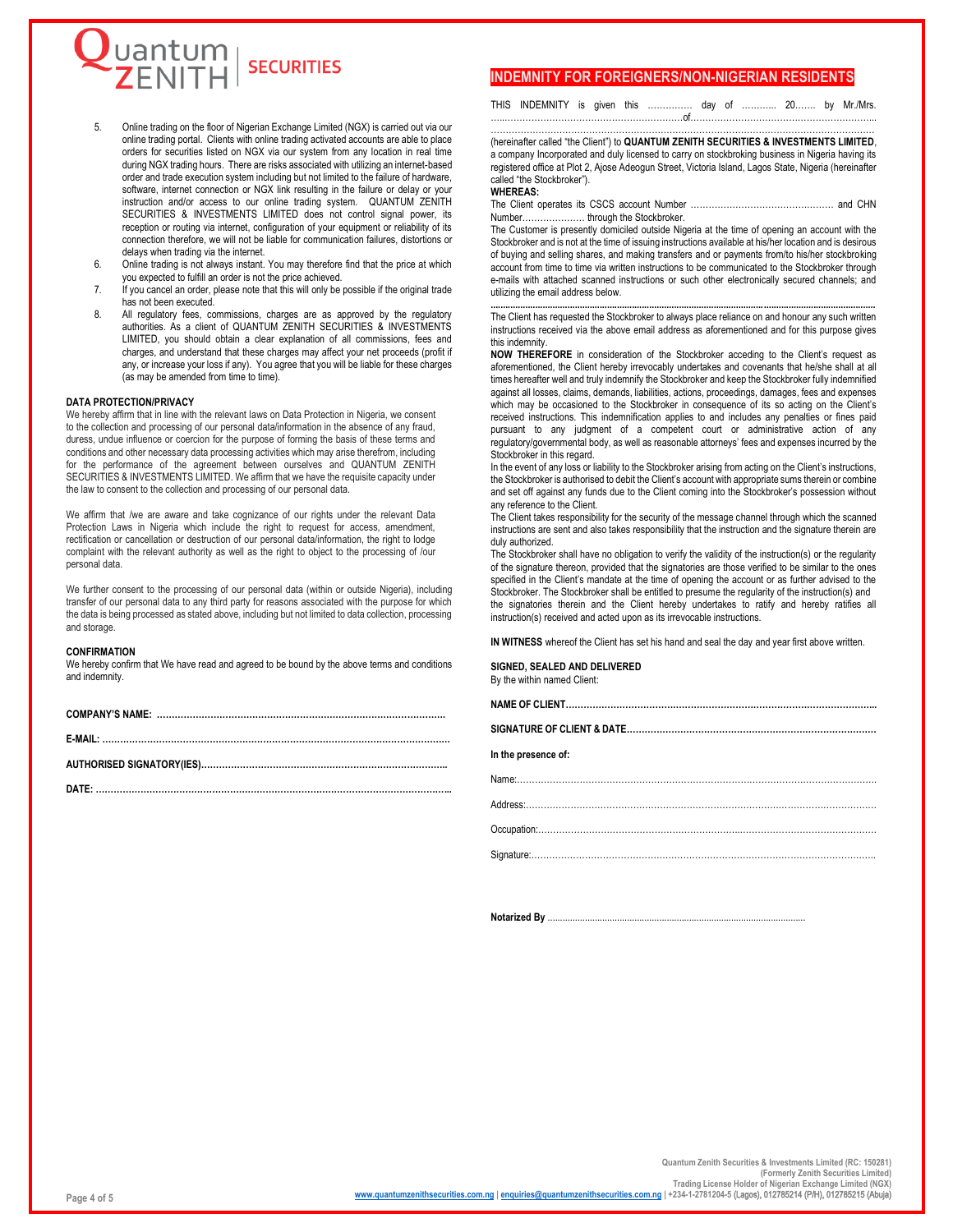5. Online trading on the floor of Nigerian Exchange Limited (NGX) is carried out via our online trading portal. Clients with online trading activated accounts are able to place orders for securities listed on NGX via our system from any location in real time during NGX trading hours. There are risks associated with utilizing an internet-based order and trade execution system including but not limited to the failure of hardware, software, internet connection or NGX link resulting in the failure or delay or your instruction and/or access to our online trading system. QUANTUM ZENITH SECURITIES & INVESTMENTS LIMITED does not control signal power, its reception or routing via internet, configuration of your equipment or reliability of its connection therefore, we will not be liable for communication failures, distortions or delays when trading via the internet.
6. Online trading is not always instant. You may therefore find that the price at which you expected to fulfill an order is not the price achieved.
7. If you cancel an order, please note that this will only be possible if the original trade has not been executed.
8. All regulatory fees, commissions, charges are as approved by the regulatory authorities. As a client of QUANTUM ZENITH SECURITIES & INVESTMENTS LIMITED, you should obtain a clear explanation of all commissions, fees and charges, and understand that these charges may affect your net proceeds (profit if any, or increase your loss if any). You agree that you will be liable for these charges (as may be amended from time to time).

**DATA PROTECTION/PRIVACY**

We hereby affirm that in line with the relevant laws on Data Protection in Nigeria, we consent to the collection and processing of our personal data/information in the absence of any fraud, duress, undue influence or coercion for the purpose of forming the basis of these terms and conditions and other necessary data processing activities which may arise therefrom, including for the performance of the agreement between ourselves and QUANTUM ZENITH SECURITIES & INVESTMENTS LIMITED. We affirm that we have the requisite capacity under the law to consent to the collection and processing of our personal data.

We affirm that /we are aware and take cognizance of our rights under the relevant Data Protection Laws in Nigeria which include the right to request for access, amendment, rectification or cancellation or destruction of our personal data/information, the right to lodge complaint with the relevant authority as well as the right to object to the processing of /our personal data.

We further consent to the processing of our personal data (within or outside Nigeria), including transfer of our personal data to any third party for reasons associated with the purpose for which the data is being processed as stated above, including but not limited to data collection, processing and storage.

**CONFIRMATION**

We hereby confirm that We have read and agreed to be bound by the above terms and conditions and indemnity.

**COMPANY'S NAME:** ................................................................................................

**E-MAIL:** ....................................................................................................................

**AUTHORISED SIGNATORY(IES)**..................................................................................

**DATE:** .......................................................................................................................

## INDEMNITY FOR FOREIGNERS/NON-NIGERIAN RESIDENTS

THIS INDEMNITY is given this …………… day of ……….. 20……. by Mr./Mrs. ……………………………………………………….of………………………………………………………
…………………………………………………………………………………………………………………
(hereinafter called "the Client") to **QUANTUM ZENITH SECURITIES & INVESTMENTS LIMITED**, a company Incorporated and duly licensed to carry on stockbroking business in Nigeria having its registered office at Plot 2, Ajose Adeogun Street, Victoria Island, Lagos State, Nigeria (hereinafter called "the Stockbroker").

**WHEREAS:**

The Client operates its CSCS account Number ………………………………………… and CHN Number………………… through the Stockbroker.

The Customer is presently domiciled outside Nigeria at the time of opening an account with the Stockbroker and is not at the time of issuing instructions available at his/her location and is desirous of buying and selling shares, and making transfers and or payments from/to his/her stockbroking account from time to time via written instructions to be communicated to the Stockbroker through e-mails with attached scanned instructions or such other electronically secured channels; and utilizing the email address below.

.....................................................................................................................................................

The Client has requested the Stockbroker to always place reliance on and honour any such written instructions received via the above email address as aforementioned and for this purpose gives this indemnity.

**NOW THEREFORE** in consideration of the Stockbroker acceding to the Client's request as aforementioned, the Client hereby irrevocably undertakes and covenants that he/she shall at all times hereafter well and truly indemnify the Stockbroker and keep the Stockbroker fully indemnified against all losses, claims, demands, liabilities, actions, proceedings, damages, fees and expenses which may be occasioned to the Stockbroker in consequence of its so acting on the Client's received instructions. This indemnification applies to and includes any penalties or fines paid pursuant to any judgment of a competent court or administrative action of any regulatory/governmental body, as well as reasonable attorneys' fees and expenses incurred by the Stockbroker in this regard.

In the event of any loss or liability to the Stockbroker arising from acting on the Client's instructions, the Stockbroker is authorised to debit the Client's account with appropriate sums therein or combine and set off against any funds due to the Client coming into the Stockbroker's possession without any reference to the Client.

The Client takes responsibility for the security of the message channel through which the scanned instructions are sent and also takes responsibility that the instruction and the signature therein are duly authorized.

The Stockbroker shall have no obligation to verify the validity of the instruction(s) or the regularity of the signature thereon, provided that the signatories are those verified to be similar to the ones specified in the Client's mandate at the time of opening the account or as further advised to the Stockbroker. The Stockbroker shall be entitled to presume the regularity of the instruction(s) and the signatories therein and the Client hereby undertakes to ratify and hereby ratifies all instruction(s) received and acted upon as its irrevocable instructions.

**IN WITNESS** whereof the Client has set his hand and seal the day and year first above written.

**SIGNED, SEALED AND DELIVERED**
By the within named Client:

**NAME OF CLIENT**.......................................................................................................

**SIGNATURE OF CLIENT & DATE**..................................................................................

**In the presence of:**

Name:…………………………………………………………………………………………………

Address:………………………………………………………………………………………………

Occupation:……………………………………………………………………………………………

Signature:……………………………………………………………………………………………

**Notarized By** ......................................................................................................

Quantum Zenith Securities & Investments Limited (RC: 150281)
(Formerly Zenith Securities Limited)
Trading License Holder of Nigerian Exchange Limited (NGX)
www.quantumzenithsecurities.com.ng | enquiries@quantumzenithsecurities.com.ng | +234-1-2781204-5 (Lagos), 012785214 (P/H), 012785215 (Abuja)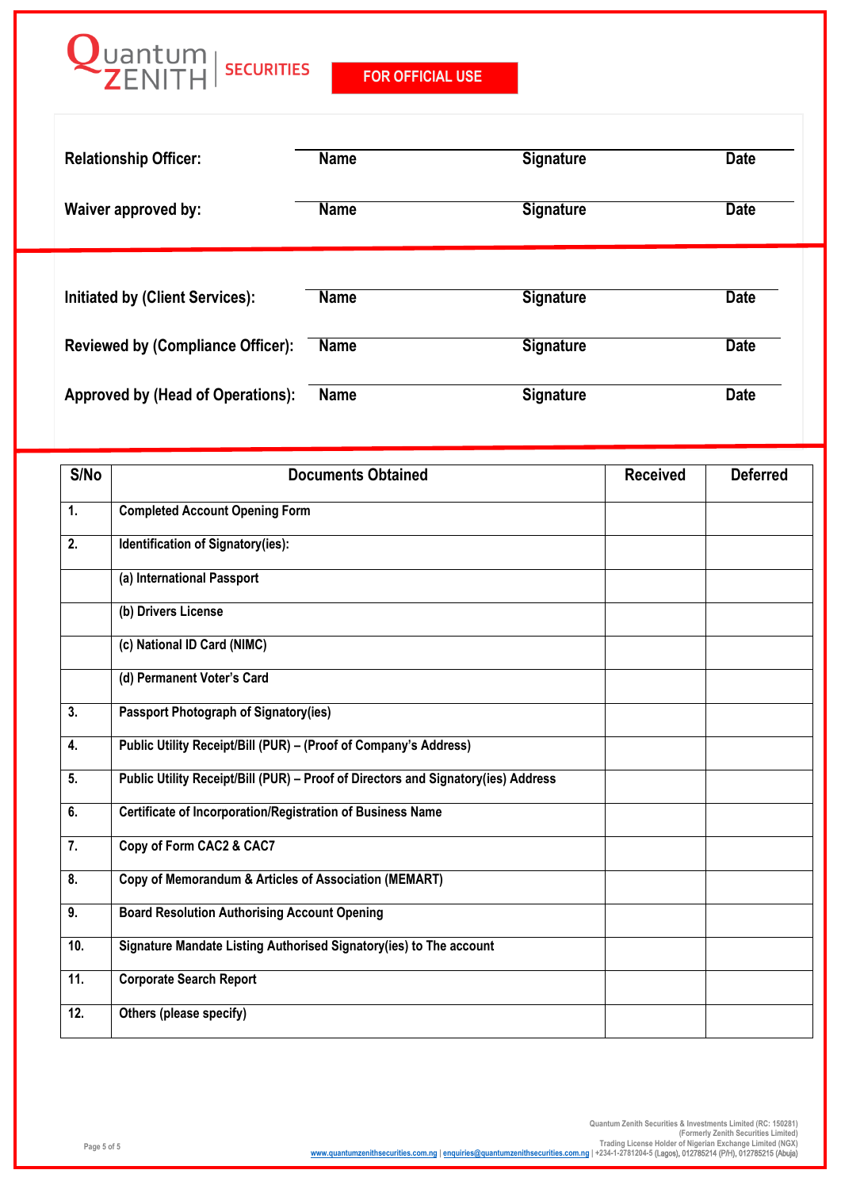Quantum ZENITH | SECURITIES

**FOR OFFICIAL USE**

| | | | |
|---|---|---|---|
| **Relationship Officer:** | **Name** | **Signature** | **Date** |
| **Waiver approved by:** | **Name** | **Signature** | **Date** |

| | | | |
|---|---|---|---|
| **Initiated by (Client Services):** | **Name** | **Signature** | **Date** |
| **Reviewed by (Compliance Officer):** | **Name** | **Signature** | **Date** |
| **Approved by (Head of Operations):** | **Name** | **Signature** | **Date** |

| S/No | Documents Obtained | Received | Deferred |
|---|---|---|---|
| 1. | Completed Account Opening Form | | |
| 2. | Identification of Signatory(ies): | | |
| | (a) International Passport | | |
| | (b) Drivers License | | |
| | (c) National ID Card (NIMC) | | |
| | (d) Permanent Voter's Card | | |
| 3. | Passport Photograph of Signatory(ies) | | |
| 4. | Public Utility Receipt/Bill (PUR) – (Proof of Company's Address) | | |
| 5. | Public Utility Receipt/Bill (PUR) – Proof of Directors and Signatory(ies) Address | | |
| 6. | Certificate of Incorporation/Registration of Business Name | | |
| 7. | Copy of Form CAC2 & CAC7 | | |
| 8. | Copy of Memorandum & Articles of Association (MEMART) | | |
| 9. | Board Resolution Authorising Account Opening | | |
| 10. | Signature Mandate Listing Authorised Signatory(ies) to The account | | |
| 11. | Corporate Search Report | | |
| 12. | Others (please specify) | | |

Quantum Zenith Securities & Investments Limited (RC: 150281)
(Formerly Zenith Securities Limited)
Trading License Holder of Nigerian Exchange Limited (NGX)
www.quantumzenithsecurities.com.ng | enquiries@quantumzenithsecurities.com.ng | +234-1-2781204-5 (Lagos), 012785214 (P/H), 012785215 (Abuja)